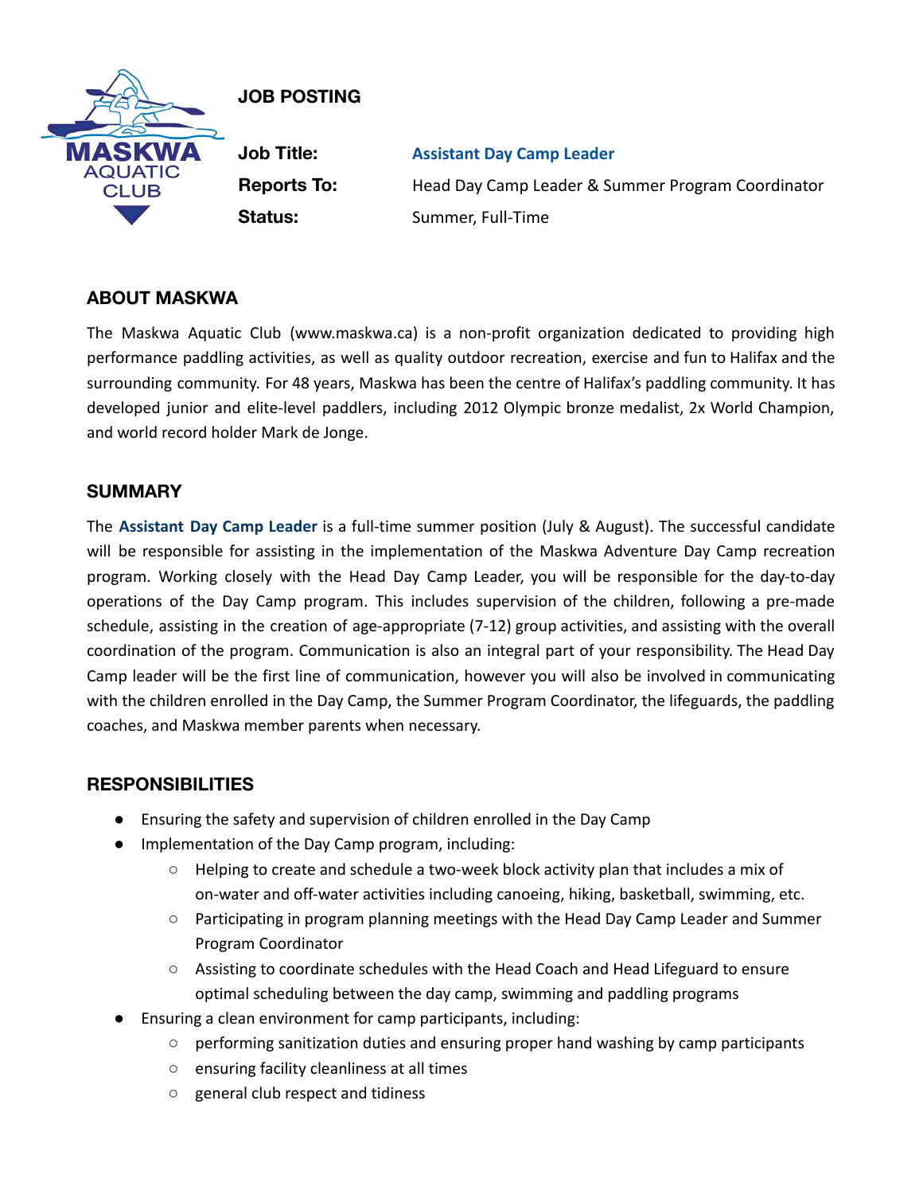# JOB POSTING

**Job Title:** **Assistant Day Camp Leader**

**Reports To:** Head Day Camp Leader & Summer Program Coordinator

**Status:** Summer, Full-Time

## ABOUT MASKWA

The Maskwa Aquatic Club (www.maskwa.ca) is a non-profit organization dedicated to providing high performance paddling activities, as well as quality outdoor recreation, exercise and fun to Halifax and the surrounding community. For 48 years, Maskwa has been the centre of Halifax's paddling community. It has developed junior and elite-level paddlers, including 2012 Olympic bronze medalist, 2x World Champion, and world record holder Mark de Jonge.

## SUMMARY

The **Assistant Day Camp Leader** is a full-time summer position (July & August). The successful candidate will be responsible for assisting in the implementation of the Maskwa Adventure Day Camp recreation program. Working closely with the Head Day Camp Leader, you will be responsible for the day-to-day operations of the Day Camp program. This includes supervision of the children, following a pre-made schedule, assisting in the creation of age-appropriate (7-12) group activities, and assisting with the overall coordination of the program. Communication is also an integral part of your responsibility. The Head Day Camp leader will be the first line of communication, however you will also be involved in communicating with the children enrolled in the Day Camp, the Summer Program Coordinator, the lifeguards, the paddling coaches, and Maskwa member parents when necessary.

## RESPONSIBILITIES

- Ensuring the safety and supervision of children enrolled in the Day Camp
- Implementation of the Day Camp program, including:
  - Helping to create and schedule a two-week block activity plan that includes a mix of on-water and off-water activities including canoeing, hiking, basketball, swimming, etc.
  - Participating in program planning meetings with the Head Day Camp Leader and Summer Program Coordinator
  - Assisting to coordinate schedules with the Head Coach and Head Lifeguard to ensure optimal scheduling between the day camp, swimming and paddling programs
- Ensuring a clean environment for camp participants, including:
  - performing sanitization duties and ensuring proper hand washing by camp participants
  - ensuring facility cleanliness at all times
  - general club respect and tidiness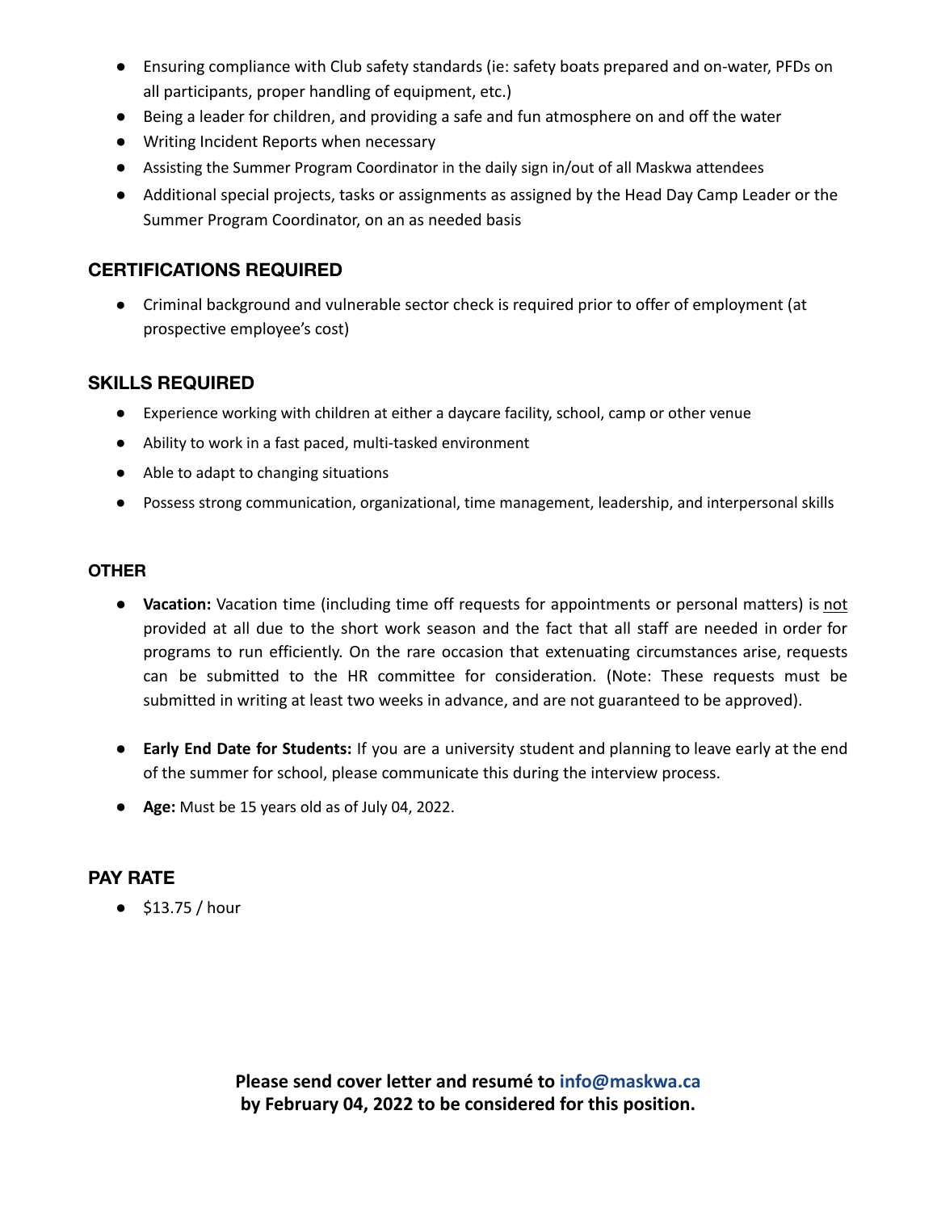- Ensuring compliance with Club safety standards (ie: safety boats prepared and on-water, PFDs on all participants, proper handling of equipment, etc.)
- Being a leader for children, and providing a safe and fun atmosphere on and off the water
- Writing Incident Reports when necessary
- Assisting the Summer Program Coordinator in the daily sign in/out of all Maskwa attendees
- Additional special projects, tasks or assignments as assigned by the Head Day Camp Leader or the Summer Program Coordinator, on an as needed basis

## CERTIFICATIONS REQUIRED

- Criminal background and vulnerable sector check is required prior to offer of employment (at prospective employee's cost)

## SKILLS REQUIRED

- Experience working with children at either a daycare facility, school, camp or other venue
- Ability to work in a fast paced, multi-tasked environment
- Able to adapt to changing situations
- Possess strong communication, organizational, time management, leadership, and interpersonal skills

## OTHER

- **Vacation:** Vacation time (including time off requests for appointments or personal matters) is <u>not</u> provided at all due to the short work season and the fact that all staff are needed in order for programs to run efficiently. On the rare occasion that extenuating circumstances arise, requests can be submitted to the HR committee for consideration. (Note: These requests must be submitted in writing at least two weeks in advance, and are not guaranteed to be approved).

- **Early End Date for Students:** If you are a university student and planning to leave early at the end of the summer for school, please communicate this during the interview process.

- **Age:** Must be 15 years old as of July 04, 2022.

## PAY RATE

- $13.75 / hour

**Please send cover letter and resumé to info@maskwa.ca by February 04, 2022 to be considered for this position.**